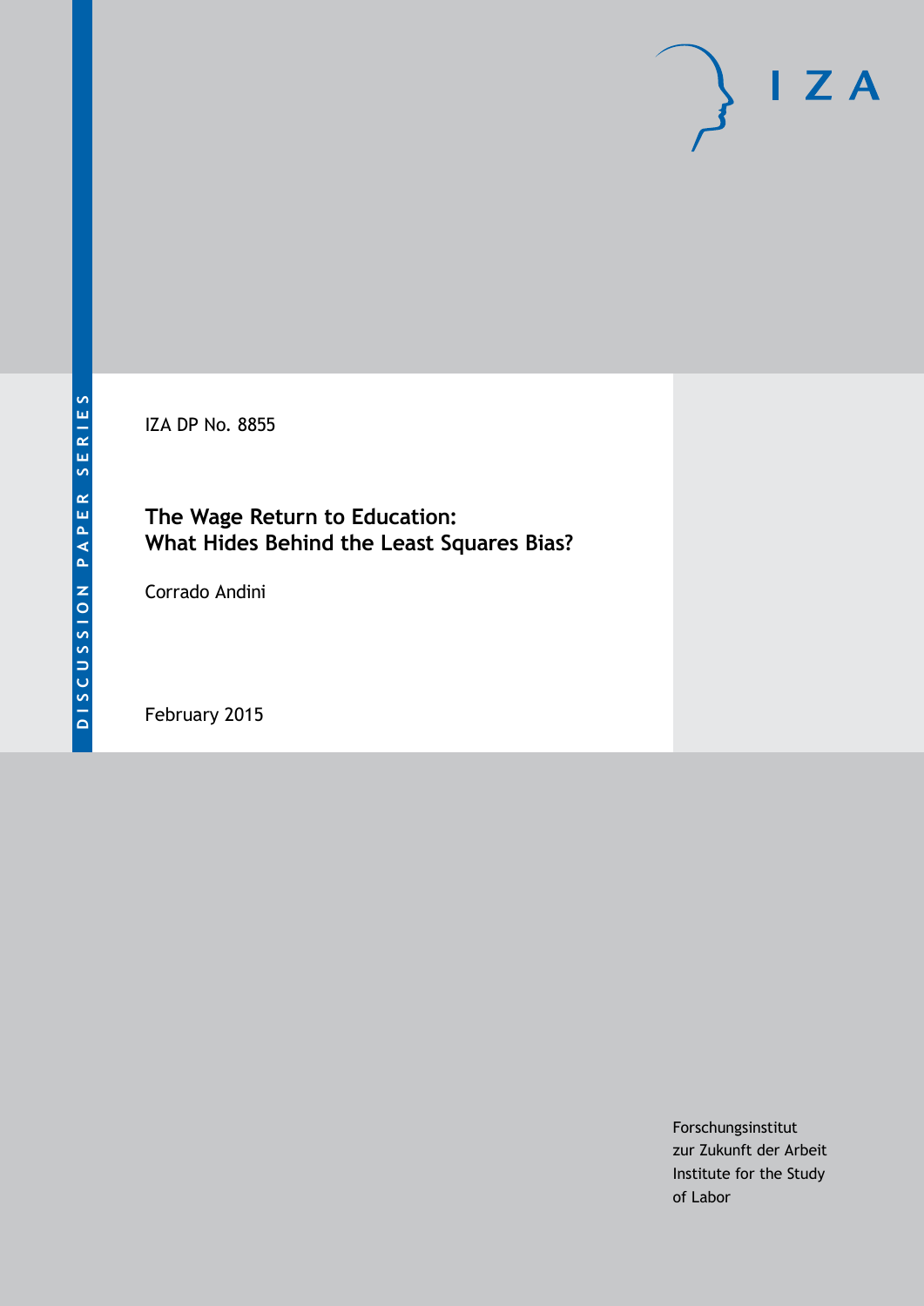DISCUSSION PAPER SERIES

IZA

IZA DP No. 8855

# The Wage Return to Education: What Hides Behind the Least Squares Bias?

Corrado Andini

February 2015

Forschungsinstitut
zur Zukunft der Arbeit
Institute for the Study
of Labor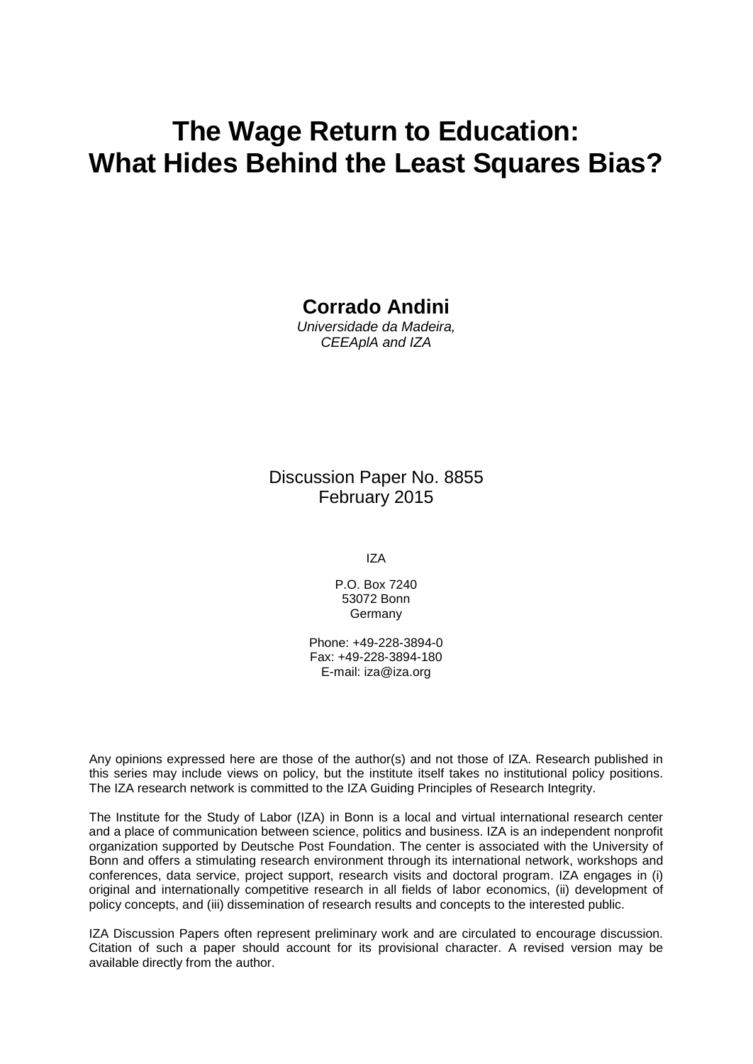# The Wage Return to Education: What Hides Behind the Least Squares Bias?

**Corrado Andini**

*Universidade da Madeira, CEEAplA and IZA*

Discussion Paper No. 8855
February 2015

IZA

P.O. Box 7240
53072 Bonn
Germany

Phone: +49-228-3894-0
Fax: +49-228-3894-180
E-mail: iza@iza.org

Any opinions expressed here are those of the author(s) and not those of IZA. Research published in this series may include views on policy, but the institute itself takes no institutional policy positions. The IZA research network is committed to the IZA Guiding Principles of Research Integrity.

The Institute for the Study of Labor (IZA) in Bonn is a local and virtual international research center and a place of communication between science, politics and business. IZA is an independent nonprofit organization supported by Deutsche Post Foundation. The center is associated with the University of Bonn and offers a stimulating research environment through its international network, workshops and conferences, data service, project support, research visits and doctoral program. IZA engages in (i) original and internationally competitive research in all fields of labor economics, (ii) development of policy concepts, and (iii) dissemination of research results and concepts to the interested public.

IZA Discussion Papers often represent preliminary work and are circulated to encourage discussion. Citation of such a paper should account for its provisional character. A revised version may be available directly from the author.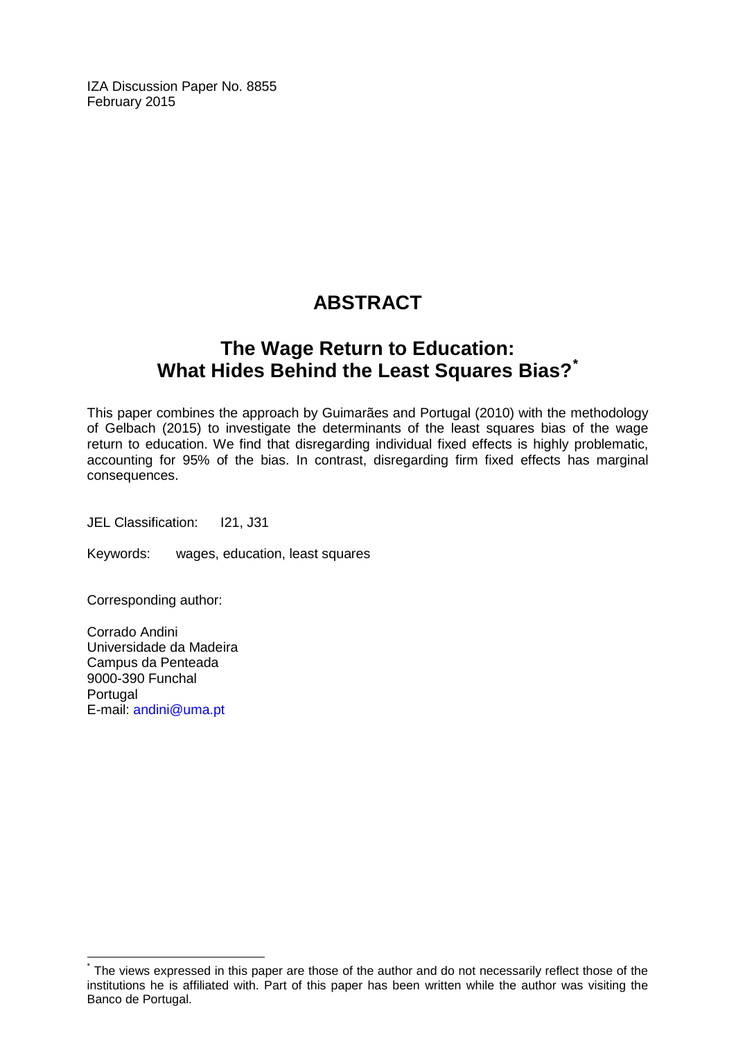IZA Discussion Paper No. 8855
February 2015

# ABSTRACT

## The Wage Return to Education: What Hides Behind the Least Squares Bias?[*]

This paper combines the approach by Guimarães and Portugal (2010) with the methodology of Gelbach (2015) to investigate the determinants of the least squares bias of the wage return to education. We find that disregarding individual fixed effects is highly problematic, accounting for 95% of the bias. In contrast, disregarding firm fixed effects has marginal consequences.

JEL Classification: I21, J31

Keywords: wages, education, least squares

Corresponding author:

Corrado Andini
Universidade da Madeira
Campus da Penteada
9000-390 Funchal
Portugal
E-mail: andini@uma.pt

[*] The views expressed in this paper are those of the author and do not necessarily reflect those of the institutions he is affiliated with. Part of this paper has been written while the author was visiting the Banco de Portugal.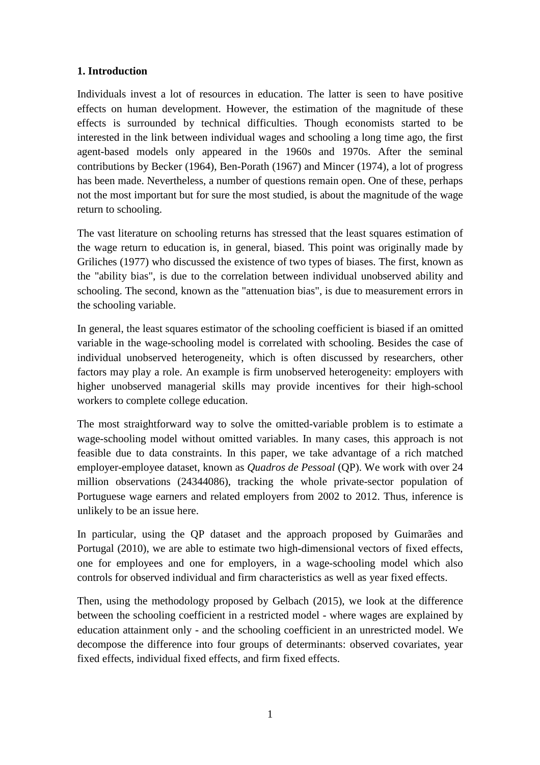## 1. Introduction

Individuals invest a lot of resources in education. The latter is seen to have positive effects on human development. However, the estimation of the magnitude of these effects is surrounded by technical difficulties. Though economists started to be interested in the link between individual wages and schooling a long time ago, the first agent-based models only appeared in the 1960s and 1970s. After the seminal contributions by Becker (1964), Ben-Porath (1967) and Mincer (1974), a lot of progress has been made. Nevertheless, a number of questions remain open. One of these, perhaps not the most important but for sure the most studied, is about the magnitude of the wage return to schooling.

The vast literature on schooling returns has stressed that the least squares estimation of the wage return to education is, in general, biased. This point was originally made by Griliches (1977) who discussed the existence of two types of biases. The first, known as the "ability bias", is due to the correlation between individual unobserved ability and schooling. The second, known as the "attenuation bias", is due to measurement errors in the schooling variable.

In general, the least squares estimator of the schooling coefficient is biased if an omitted variable in the wage-schooling model is correlated with schooling. Besides the case of individual unobserved heterogeneity, which is often discussed by researchers, other factors may play a role. An example is firm unobserved heterogeneity: employers with higher unobserved managerial skills may provide incentives for their high-school workers to complete college education.

The most straightforward way to solve the omitted-variable problem is to estimate a wage-schooling model without omitted variables. In many cases, this approach is not feasible due to data constraints. In this paper, we take advantage of a rich matched employer-employee dataset, known as *Quadros de Pessoal* (QP). We work with over 24 million observations (24344086), tracking the whole private-sector population of Portuguese wage earners and related employers from 2002 to 2012. Thus, inference is unlikely to be an issue here.

In particular, using the QP dataset and the approach proposed by Guimarães and Portugal (2010), we are able to estimate two high-dimensional vectors of fixed effects, one for employees and one for employers, in a wage-schooling model which also controls for observed individual and firm characteristics as well as year fixed effects.

Then, using the methodology proposed by Gelbach (2015), we look at the difference between the schooling coefficient in a restricted model - where wages are explained by education attainment only - and the schooling coefficient in an unrestricted model. We decompose the difference into four groups of determinants: observed covariates, year fixed effects, individual fixed effects, and firm fixed effects.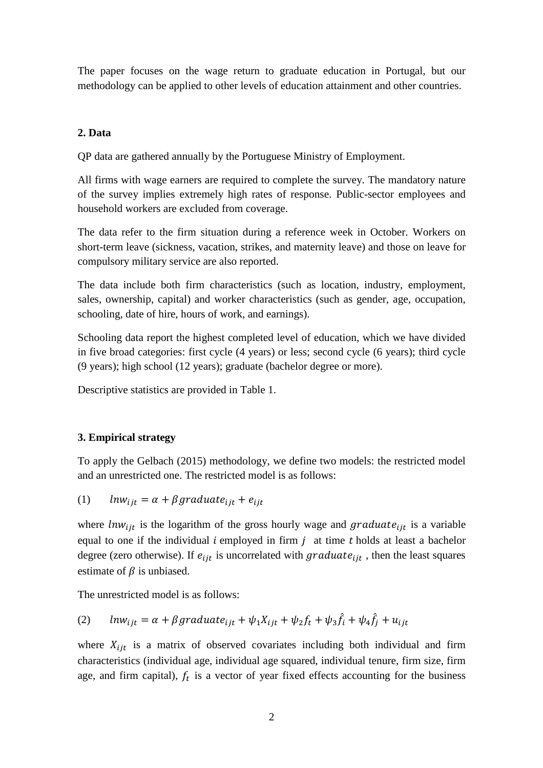The paper focuses on the wage return to graduate education in Portugal, but our methodology can be applied to other levels of education attainment and other countries.

## 2. Data

QP data are gathered annually by the Portuguese Ministry of Employment.

All firms with wage earners are required to complete the survey. The mandatory nature of the survey implies extremely high rates of response. Public-sector employees and household workers are excluded from coverage.

The data refer to the firm situation during a reference week in October. Workers on short-term leave (sickness, vacation, strikes, and maternity leave) and those on leave for compulsory military service are also reported.

The data include both firm characteristics (such as location, industry, employment, sales, ownership, capital) and worker characteristics (such as gender, age, occupation, schooling, date of hire, hours of work, and earnings).

Schooling data report the highest completed level of education, which we have divided in five broad categories: first cycle (4 years) or less; second cycle (6 years); third cycle (9 years); high school (12 years); graduate (bachelor degree or more).

Descriptive statistics are provided in Table 1.

## 3. Empirical strategy

To apply the Gelbach (2015) methodology, we define two models: the restricted model and an unrestricted one. The restricted model is as follows:

$$(1) \qquad lnw_{ijt} = \alpha + \beta graduate_{ijt} + e_{ijt}$$

where $lnw_{ijt}$ is the logarithm of the gross hourly wage and $graduate_{ijt}$ is a variable equal to one if the individual $i$ employed in firm $j$ at time $t$ holds at least a bachelor degree (zero otherwise). If $e_{ijt}$ is uncorrelated with $graduate_{ijt}$, then the least squares estimate of $\beta$ is unbiased.

The unrestricted model is as follows:

$$(2) \qquad lnw_{ijt} = \alpha + \beta graduate_{ijt} + \psi_1 X_{ijt} + \psi_2 f_t + \psi_3 \hat{f}_i + \psi_4 \hat{f}_j + u_{ijt}$$

where $X_{ijt}$ is a matrix of observed covariates including both individual and firm characteristics (individual age, individual age squared, individual tenure, firm size, firm age, and firm capital), $f_t$ is a vector of year fixed effects accounting for the business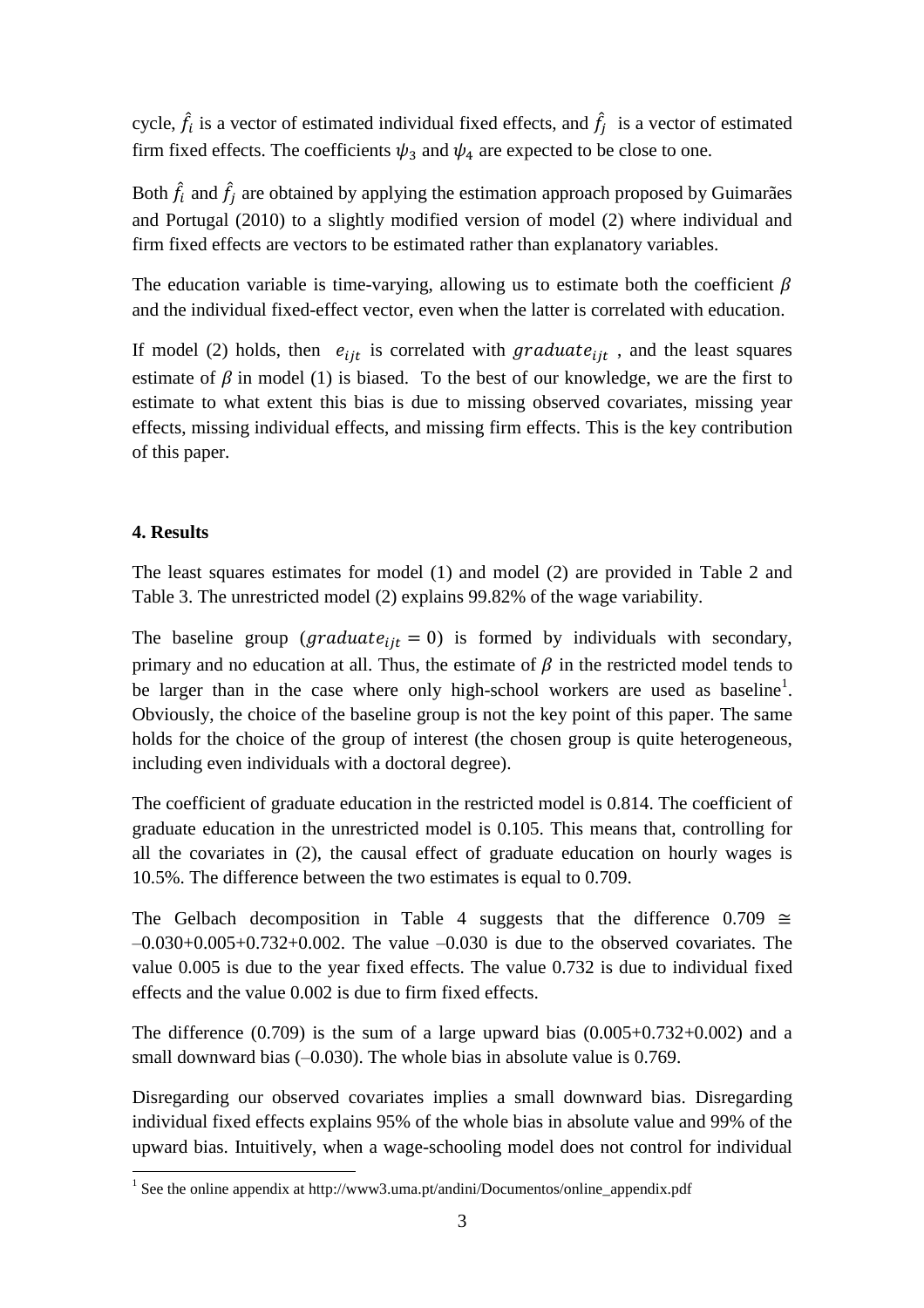cycle, $\hat{f}_i$ is a vector of estimated individual fixed effects, and $\hat{f}_j$ is a vector of estimated firm fixed effects. The coefficients $\psi_3$ and $\psi_4$ are expected to be close to one.

Both $\hat{f}_i$ and $\hat{f}_j$ are obtained by applying the estimation approach proposed by Guimarães and Portugal (2010) to a slightly modified version of model (2) where individual and firm fixed effects are vectors to be estimated rather than explanatory variables.

The education variable is time-varying, allowing us to estimate both the coefficient $\beta$ and the individual fixed-effect vector, even when the latter is correlated with education.

If model (2) holds, then $e_{ijt}$ is correlated with $graduate_{ijt}$, and the least squares estimate of $\beta$ in model (1) is biased. To the best of our knowledge, we are the first to estimate to what extent this bias is due to missing observed covariates, missing year effects, missing individual effects, and missing firm effects. This is the key contribution of this paper.

## 4. Results

The least squares estimates for model (1) and model (2) are provided in Table 2 and Table 3. The unrestricted model (2) explains 99.82% of the wage variability.

The baseline group ($graduate_{ijt} = 0$) is formed by individuals with secondary, primary and no education at all. Thus, the estimate of $\beta$ in the restricted model tends to be larger than in the case where only high-school workers are used as baseline[1]. Obviously, the choice of the baseline group is not the key point of this paper. The same holds for the choice of the group of interest (the chosen group is quite heterogeneous, including even individuals with a doctoral degree).

The coefficient of graduate education in the restricted model is 0.814. The coefficient of graduate education in the unrestricted model is 0.105. This means that, controlling for all the covariates in (2), the causal effect of graduate education on hourly wages is 10.5%. The difference between the two estimates is equal to 0.709.

The Gelbach decomposition in Table 4 suggests that the difference 0.709 $\cong$ –0.030+0.005+0.732+0.002. The value –0.030 is due to the observed covariates. The value 0.005 is due to the year fixed effects. The value 0.732 is due to individual fixed effects and the value 0.002 is due to firm fixed effects.

The difference (0.709) is the sum of a large upward bias (0.005+0.732+0.002) and a small downward bias (–0.030). The whole bias in absolute value is 0.769.

Disregarding our observed covariates implies a small downward bias. Disregarding individual fixed effects explains 95% of the whole bias in absolute value and 99% of the upward bias. Intuitively, when a wage-schooling model does not control for individual

[1] See the online appendix at http://www3.uma.pt/andini/Documentos/online_appendix.pdf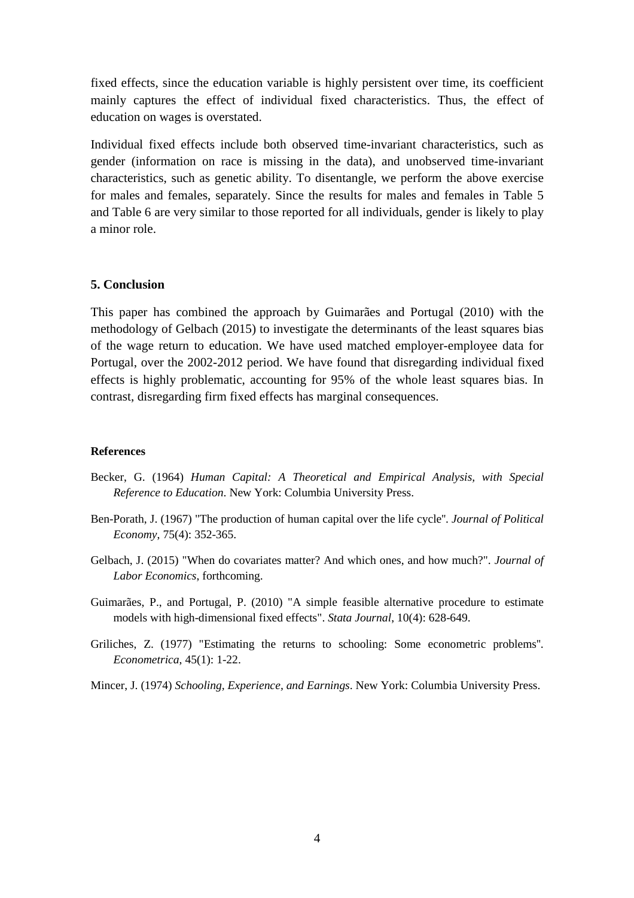fixed effects, since the education variable is highly persistent over time, its coefficient mainly captures the effect of individual fixed characteristics. Thus, the effect of education on wages is overstated.

Individual fixed effects include both observed time-invariant characteristics, such as gender (information on race is missing in the data), and unobserved time-invariant characteristics, such as genetic ability. To disentangle, we perform the above exercise for males and females, separately. Since the results for males and females in Table 5 and Table 6 are very similar to those reported for all individuals, gender is likely to play a minor role.

## 5. Conclusion

This paper has combined the approach by Guimarães and Portugal (2010) with the methodology of Gelbach (2015) to investigate the determinants of the least squares bias of the wage return to education. We have used matched employer-employee data for Portugal, over the 2002-2012 period. We have found that disregarding individual fixed effects is highly problematic, accounting for 95% of the whole least squares bias. In contrast, disregarding firm fixed effects has marginal consequences.

## References

Becker, G. (1964) *Human Capital: A Theoretical and Empirical Analysis, with Special Reference to Education*. New York: Columbia University Press.

Ben-Porath, J. (1967) "The production of human capital over the life cycle". *Journal of Political Economy*, 75(4): 352-365.

Gelbach, J. (2015) "When do covariates matter? And which ones, and how much?". *Journal of Labor Economics*, forthcoming.

Guimarães, P., and Portugal, P. (2010) "A simple feasible alternative procedure to estimate models with high-dimensional fixed effects". *Stata Journal*, 10(4): 628-649.

Griliches, Z. (1977) "Estimating the returns to schooling: Some econometric problems". *Econometrica*, 45(1): 1-22.

Mincer, J. (1974) *Schooling, Experience, and Earnings*. New York: Columbia University Press.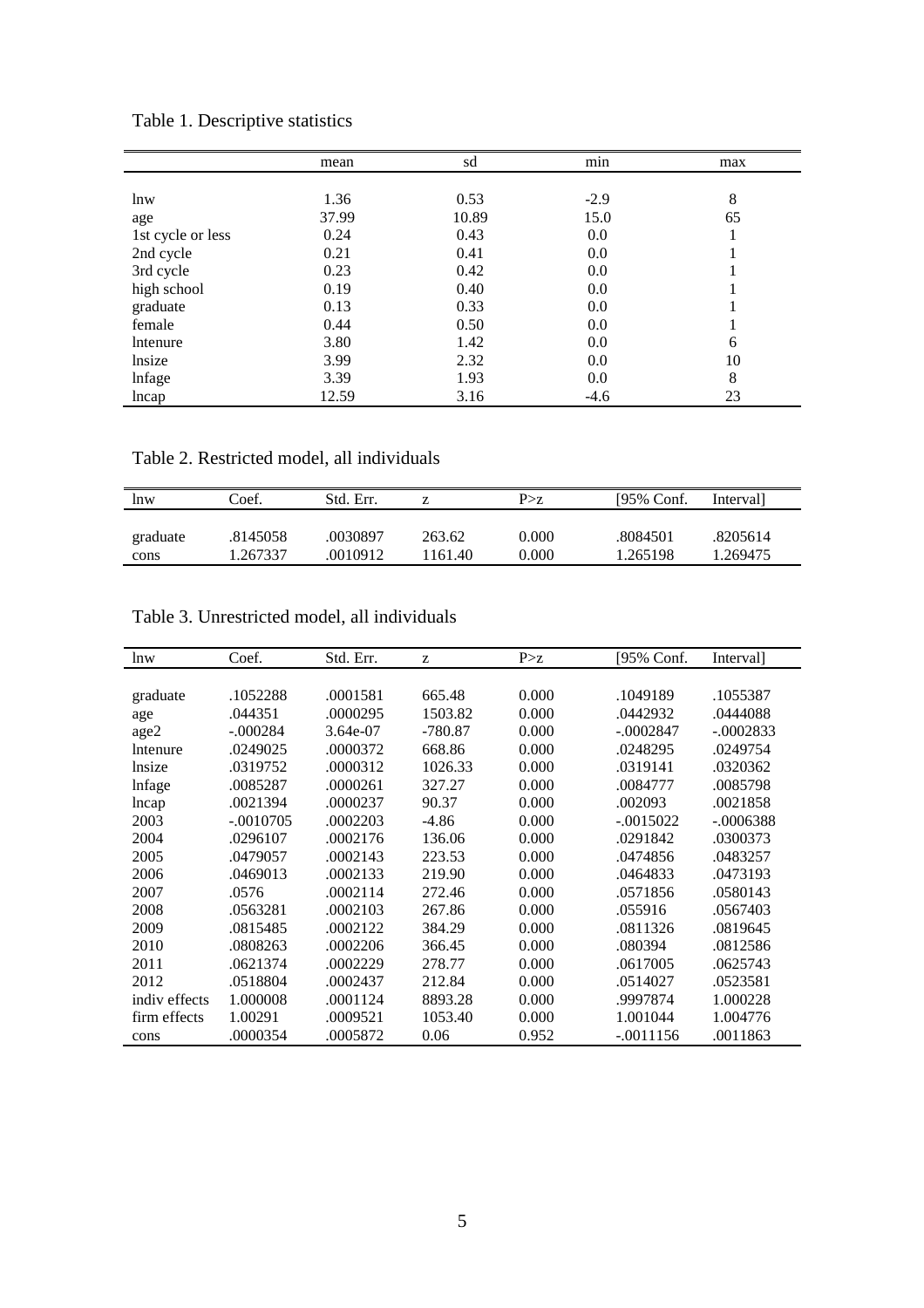Table 1. Descriptive statistics

| | mean | sd | min | max |
|---|---|---|---|---|
| lnw | 1.36 | 0.53 | -2.9 | 8 |
| age | 37.99 | 10.89 | 15.0 | 65 |
| 1st cycle or less | 0.24 | 0.43 | 0.0 | 1 |
| 2nd cycle | 0.21 | 0.41 | 0.0 | 1 |
| 3rd cycle | 0.23 | 0.42 | 0.0 | 1 |
| high school | 0.19 | 0.40 | 0.0 | 1 |
| graduate | 0.13 | 0.33 | 0.0 | 1 |
| female | 0.44 | 0.50 | 0.0 | 1 |
| lntenure | 3.80 | 1.42 | 0.0 | 6 |
| lnsize | 3.99 | 2.32 | 0.0 | 10 |
| lnfage | 3.39 | 1.93 | 0.0 | 8 |
| lncap | 12.59 | 3.16 | -4.6 | 23 |

Table 2. Restricted model, all individuals

| lnw | Coef. | Std. Err. | z | P>z | [95% Conf. | Interval] |
|---|---|---|---|---|---|---|
| graduate | .8145058 | .0030897 | 263.62 | 0.000 | .8084501 | .8205614 |
| cons | 1.267337 | .0010912 | 1161.40 | 0.000 | 1.265198 | 1.269475 |

Table 3. Unrestricted model, all individuals

| lnw | Coef. | Std. Err. | z | P>z | [95% Conf. | Interval] |
|---|---|---|---|---|---|---|
| graduate | .1052288 | .0001581 | 665.48 | 0.000 | .1049189 | .1055387 |
| age | .044351 | .0000295 | 1503.82 | 0.000 | .0442932 | .0444088 |
| age2 | -.000284 | 3.64e-07 | -780.87 | 0.000 | -.0002847 | -.0002833 |
| lntenure | .0249025 | .0000372 | 668.86 | 0.000 | .0248295 | .0249754 |
| lnsize | .0319752 | .0000312 | 1026.33 | 0.000 | .0319141 | .0320362 |
| lnfage | .0085287 | .0000261 | 327.27 | 0.000 | .0084777 | .0085798 |
| lncap | .0021394 | .0000237 | 90.37 | 0.000 | .002093 | .0021858 |
| 2003 | -.0010705 | .0002203 | -4.86 | 0.000 | -.0015022 | -.0006388 |
| 2004 | .0296107 | .0002176 | 136.06 | 0.000 | .0291842 | .0300373 |
| 2005 | .0479057 | .0002143 | 223.53 | 0.000 | .0474856 | .0483257 |
| 2006 | .0469013 | .0002133 | 219.90 | 0.000 | .0464833 | .0473193 |
| 2007 | .0576 | .0002114 | 272.46 | 0.000 | .0571856 | .0580143 |
| 2008 | .0563281 | .0002103 | 267.86 | 0.000 | .055916 | .0567403 |
| 2009 | .0815485 | .0002122 | 384.29 | 0.000 | .0811326 | .0819645 |
| 2010 | .0808263 | .0002206 | 366.45 | 0.000 | .080394 | .0812586 |
| 2011 | .0621374 | .0002229 | 278.77 | 0.000 | .0617005 | .0625743 |
| 2012 | .0518804 | .0002437 | 212.84 | 0.000 | .0514027 | .0523581 |
| indiv effects | 1.000008 | .0001124 | 8893.28 | 0.000 | .9997874 | 1.000228 |
| firm effects | 1.00291 | .0009521 | 1053.40 | 0.000 | 1.001044 | 1.004776 |
| cons | .0000354 | .0005872 | 0.06 | 0.952 | -.0011156 | .0011863 |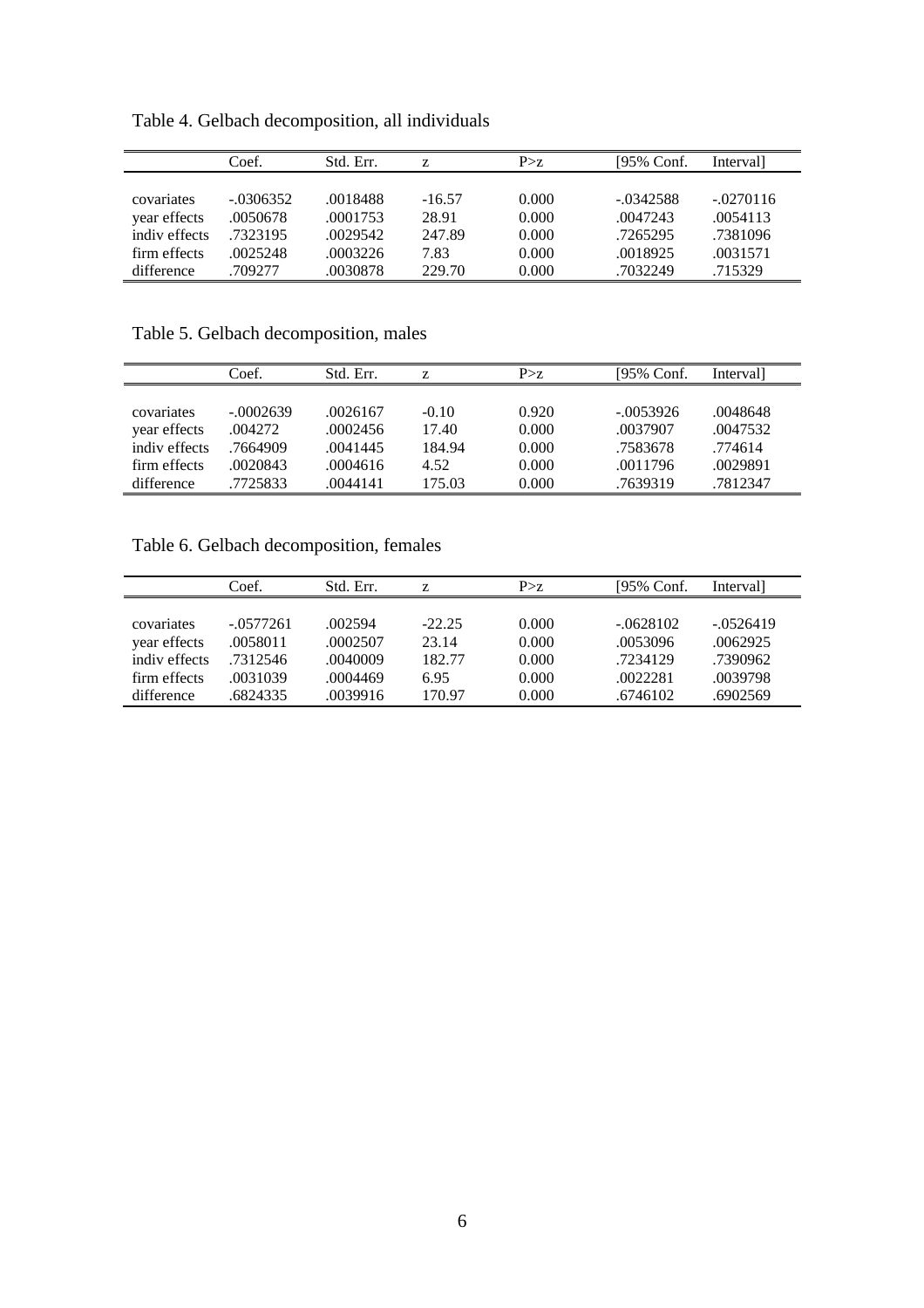Table 4. Gelbach decomposition, all individuals

| | Coef. | Std. Err. | z | P>z | [95% Conf. | Interval] |
|---|---|---|---|---|---|---|
| covariates | -.0306352 | .0018488 | -16.57 | 0.000 | -.0342588 | -.0270116 |
| year effects | .0050678 | .0001753 | 28.91 | 0.000 | .0047243 | .0054113 |
| indiv effects | .7323195 | .0029542 | 247.89 | 0.000 | .7265295 | .7381096 |
| firm effects | .0025248 | .0003226 | 7.83 | 0.000 | .0018925 | .0031571 |
| difference | .709277 | .0030878 | 229.70 | 0.000 | .7032249 | .715329 |

Table 5. Gelbach decomposition, males

| | Coef. | Std. Err. | z | P>z | [95% Conf. | Interval] |
|---|---|---|---|---|---|---|
| covariates | -.0002639 | .0026167 | -0.10 | 0.920 | -.0053926 | .0048648 |
| year effects | .004272 | .0002456 | 17.40 | 0.000 | .0037907 | .0047532 |
| indiv effects | .7664909 | .0041445 | 184.94 | 0.000 | .7583678 | .774614 |
| firm effects | .0020843 | .0004616 | 4.52 | 0.000 | .0011796 | .0029891 |
| difference | .7725833 | .0044141 | 175.03 | 0.000 | .7639319 | .7812347 |

Table 6. Gelbach decomposition, females

| | Coef. | Std. Err. | z | P>z | [95% Conf. | Interval] |
|---|---|---|---|---|---|---|
| covariates | -.0577261 | .002594 | -22.25 | 0.000 | -.0628102 | -.0526419 |
| year effects | .0058011 | .0002507 | 23.14 | 0.000 | .0053096 | .0062925 |
| indiv effects | .7312546 | .0040009 | 182.77 | 0.000 | .7234129 | .7390962 |
| firm effects | .0031039 | .0004469 | 6.95 | 0.000 | .0022281 | .0039798 |
| difference | .6824335 | .0039916 | 170.97 | 0.000 | .6746102 | .6902569 |